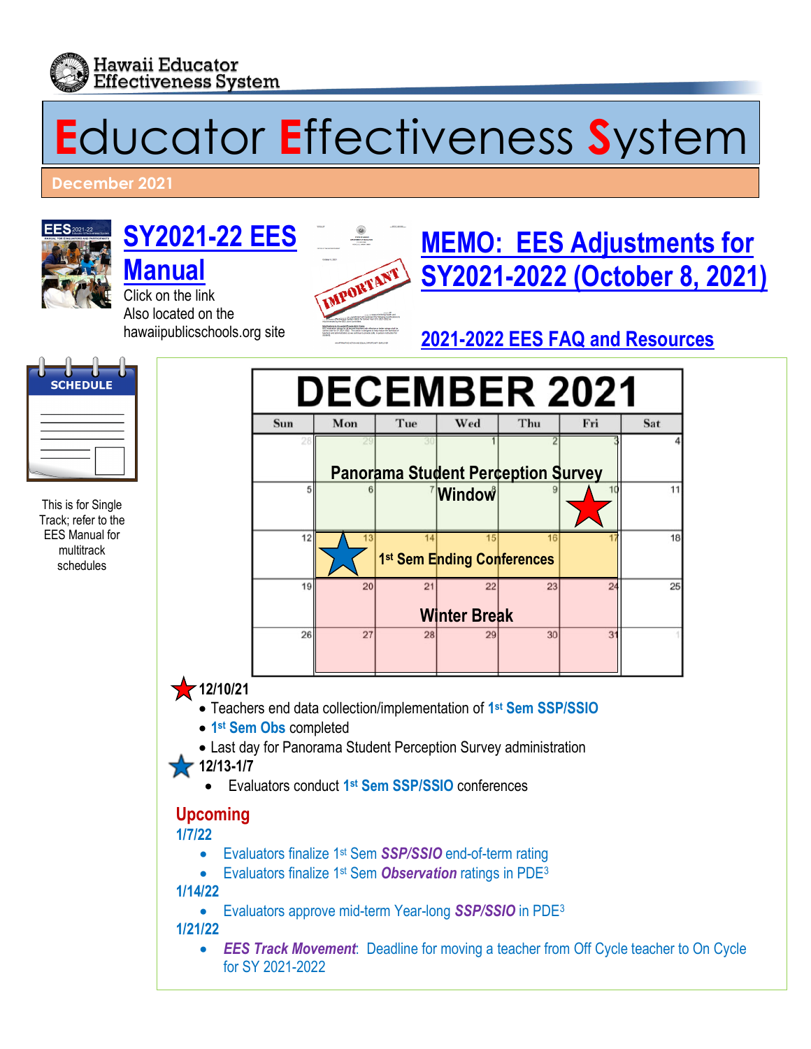Hawaii Educator Effectiveness System

# Educator Effectiveness System

December 2021

## SY2021-22 EES Manual

Click on the link
Also located on the hawaiipublicschools.org site

## MEMO: EES Adjustments for SY2021-2022 (October 8, 2021)

### 2021-2022 EES FAQ and Resources

SCHEDULE

This is for Single Track; refer to the EES Manual for multitrack schedules

## DECEMBER 2021

| Sun | Mon | Tue | Wed | Thu | Fri | Sat |
|---|---|---|---|---|---|---|
| 28 | 29 | 30 | 1 | 2 | 3 | 4 |
| 5 | 6 | 7 | 8 | 9 | 10 ★ | 11 |
| 12 | 13 ★ | 14 | 15 | 16 | 17 | 18 |
| 19 | 20 | 21 | 22 | 23 | 24 | 25 |
| 26 | 27 | 28 | 29 | 30 | 31 | 1 |

- Nov 29 – Dec 10: Panorama Student Perception Survey Window
- Dec 13 – Dec 17: 1st Sem Ending Conferences
- Dec 20 – Dec 31: Winter Break

★ **12/10/21**
- Teachers end data collection/implementation of **1st Sem SSP/SSIO**
- **1st Sem Obs** completed
- Last day for Panorama Student Perception Survey administration

★ **12/13-1/7**
- Evaluators conduct **1st Sem SSP/SSIO** conferences

## Upcoming

**1/7/22**
- Evaluators finalize 1st Sem ***SSP/SSIO*** end-of-term rating
- Evaluators finalize 1st Sem ***Observation*** ratings in PDE[3]

**1/14/22**
- Evaluators approve mid-term Year-long ***SSP/SSIO*** in PDE[3]

**1/21/22**
- ***EES Track Movement***: Deadline for moving a teacher from Off Cycle teacher to On Cycle for SY 2021-2022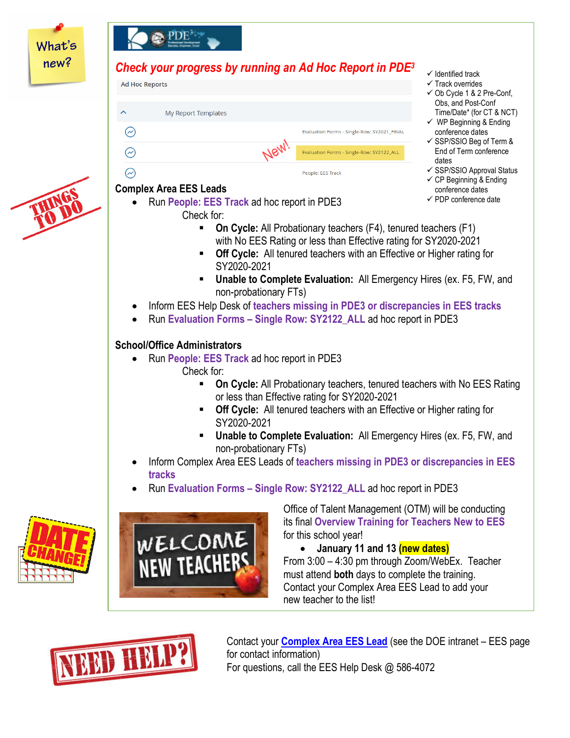What's new?

## Check your progress by running an Ad Hoc Report in PDE[3]

Ad Hoc Reports

My Report Templates

- Evaluation Forms - Single-Row: SY2021_FINAL
- New! Evaluation Forms - Single-Row: SY2122_ALL
- People: EES Track

- ✓ Identified track
- ✓ Track overrides
- ✓ Ob Cycle 1 & 2 Pre-Conf, Obs, and Post-Conf Time/Date* (for CT & NCT)
- ✓ WP Beginning & Ending conference dates
- ✓ SSP/SSIO Beg of Term & End of Term conference dates
- ✓ SSP/SSIO Approval Status
- ✓ CP Beginning & Ending conference dates
- ✓ PDP conference date

THINGS TO DO

### Complex Area EES Leads

- Run **People: EES Track** ad hoc report in PDE3
  Check for:
  - **On Cycle:** All Probationary teachers (F4), tenured teachers (F1) with No EES Rating or less than Effective rating for SY2020-2021
  - **Off Cycle:** All tenured teachers with an Effective or Higher rating for SY2020-2021
  - **Unable to Complete Evaluation:** All Emergency Hires (ex. F5, FW, and non-probationary FTs)
- Inform EES Help Desk of **teachers missing in PDE3 or discrepancies in EES tracks**
- Run **Evaluation Forms – Single Row: SY2122_ALL** ad hoc report in PDE3

### School/Office Administrators

- Run **People: EES Track** ad hoc report in PDE3
  Check for:
  - **On Cycle:** All Probationary teachers, tenured teachers with No EES Rating or less than Effective rating for SY2020-2021
  - **Off Cycle:** All tenured teachers with an Effective or Higher rating for SY2020-2021
  - **Unable to Complete Evaluation:** All Emergency Hires (ex. F5, FW, and non-probationary FTs)
- Inform Complex Area EES Leads of **teachers missing in PDE3 or discrepancies in EES tracks**
- Run **Evaluation Forms – Single Row: SY2122_ALL** ad hoc report in PDE3

DATE CHANGE!

WELCOME NEW TEACHERS

Office of Talent Management (OTM) will be conducting its final **Overview Training for Teachers New to EES** for this school year!

- **January 11 and 13 (new dates)**

From 3:00 – 4:30 pm through Zoom/WebEx. Teacher must attend **both** days to complete the training. Contact your Complex Area EES Lead to add your new teacher to the list!

NEED HELP?

Contact your **Complex Area EES Lead** (see the DOE intranet – EES page for contact information)
For questions, call the EES Help Desk @ 586-4072